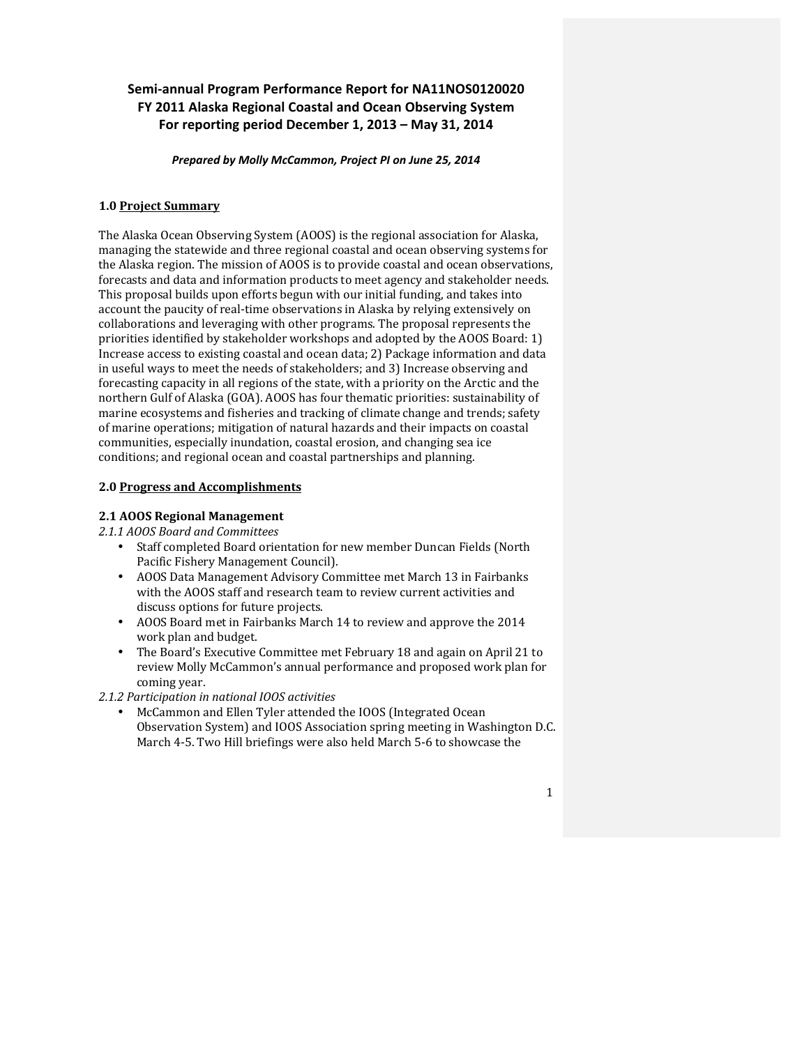**Semi-annual Program Performance Report for NA11NOS0120020**
**FY 2011 Alaska Regional Coastal and Ocean Observing System**
**For reporting period December 1, 2013 – May 31, 2014**

***Prepared by Molly McCammon, Project PI on June 25, 2014***

## 1.0 Project Summary

The Alaska Ocean Observing System (AOOS) is the regional association for Alaska, managing the statewide and three regional coastal and ocean observing systems for the Alaska region. The mission of AOOS is to provide coastal and ocean observations, forecasts and data and information products to meet agency and stakeholder needs. This proposal builds upon efforts begun with our initial funding, and takes into account the paucity of real-time observations in Alaska by relying extensively on collaborations and leveraging with other programs. The proposal represents the priorities identified by stakeholder workshops and adopted by the AOOS Board: 1) Increase access to existing coastal and ocean data; 2) Package information and data in useful ways to meet the needs of stakeholders; and 3) Increase observing and forecasting capacity in all regions of the state, with a priority on the Arctic and the northern Gulf of Alaska (GOA). AOOS has four thematic priorities: sustainability of marine ecosystems and fisheries and tracking of climate change and trends; safety of marine operations; mitigation of natural hazards and their impacts on coastal communities, especially inundation, coastal erosion, and changing sea ice conditions; and regional ocean and coastal partnerships and planning.

## 2.0 Progress and Accomplishments

### 2.1 AOOS Regional Management

*2.1.1 AOOS Board and Committees*

- Staff completed Board orientation for new member Duncan Fields (North Pacific Fishery Management Council).
- AOOS Data Management Advisory Committee met March 13 in Fairbanks with the AOOS staff and research team to review current activities and discuss options for future projects.
- AOOS Board met in Fairbanks March 14 to review and approve the 2014 work plan and budget.
- The Board's Executive Committee met February 18 and again on April 21 to review Molly McCammon's annual performance and proposed work plan for coming year.

*2.1.2 Participation in national IOOS activities*

- McCammon and Ellen Tyler attended the IOOS (Integrated Ocean Observation System) and IOOS Association spring meeting in Washington D.C. March 4-5. Two Hill briefings were also held March 5-6 to showcase the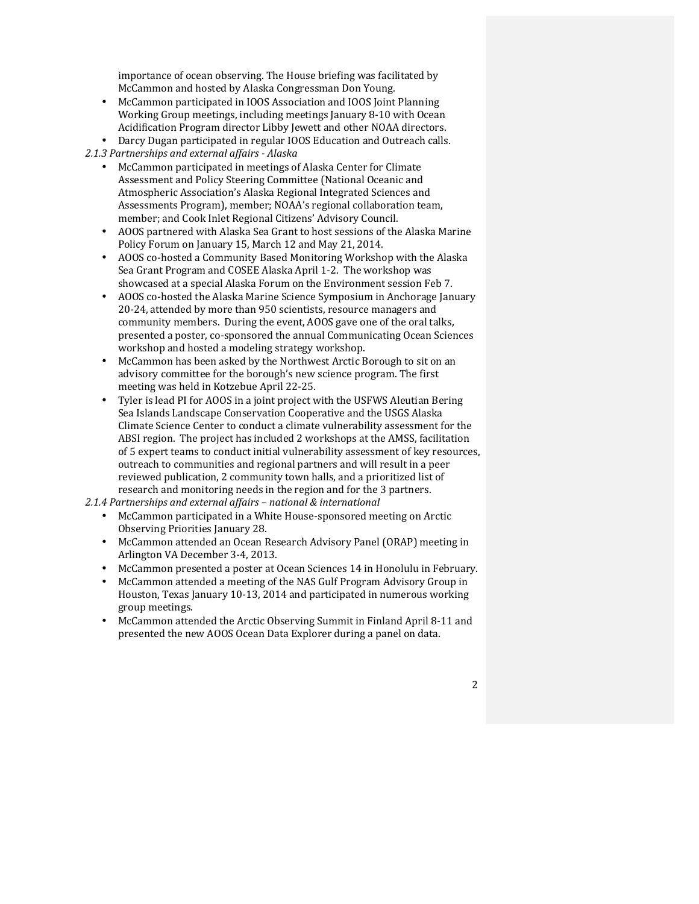importance of ocean observing. The House briefing was facilitated by McCammon and hosted by Alaska Congressman Don Young.

- McCammon participated in IOOS Association and IOOS Joint Planning Working Group meetings, including meetings January 8-10 with Ocean Acidification Program director Libby Jewett and other NOAA directors.
- Darcy Dugan participated in regular IOOS Education and Outreach calls.

*2.1.3 Partnerships and external affairs - Alaska*

- McCammon participated in meetings of Alaska Center for Climate Assessment and Policy Steering Committee (National Oceanic and Atmospheric Association's Alaska Regional Integrated Sciences and Assessments Program), member; NOAA's regional collaboration team, member; and Cook Inlet Regional Citizens' Advisory Council.
- AOOS partnered with Alaska Sea Grant to host sessions of the Alaska Marine Policy Forum on January 15, March 12 and May 21, 2014.
- AOOS co-hosted a Community Based Monitoring Workshop with the Alaska Sea Grant Program and COSEE Alaska April 1-2. The workshop was showcased at a special Alaska Forum on the Environment session Feb 7.
- AOOS co-hosted the Alaska Marine Science Symposium in Anchorage January 20-24, attended by more than 950 scientists, resource managers and community members. During the event, AOOS gave one of the oral talks, presented a poster, co-sponsored the annual Communicating Ocean Sciences workshop and hosted a modeling strategy workshop.
- McCammon has been asked by the Northwest Arctic Borough to sit on an advisory committee for the borough's new science program. The first meeting was held in Kotzebue April 22-25.
- Tyler is lead PI for AOOS in a joint project with the USFWS Aleutian Bering Sea Islands Landscape Conservation Cooperative and the USGS Alaska Climate Science Center to conduct a climate vulnerability assessment for the ABSI region. The project has included 2 workshops at the AMSS, facilitation of 5 expert teams to conduct initial vulnerability assessment of key resources, outreach to communities and regional partners and will result in a peer reviewed publication, 2 community town halls, and a prioritized list of research and monitoring needs in the region and for the 3 partners.

*2.1.4 Partnerships and external affairs – national & international*

- McCammon participated in a White House-sponsored meeting on Arctic Observing Priorities January 28.
- McCammon attended an Ocean Research Advisory Panel (ORAP) meeting in Arlington VA December 3-4, 2013.
- McCammon presented a poster at Ocean Sciences 14 in Honolulu in February.
- McCammon attended a meeting of the NAS Gulf Program Advisory Group in Houston, Texas January 10-13, 2014 and participated in numerous working group meetings.
- McCammon attended the Arctic Observing Summit in Finland April 8-11 and presented the new AOOS Ocean Data Explorer during a panel on data.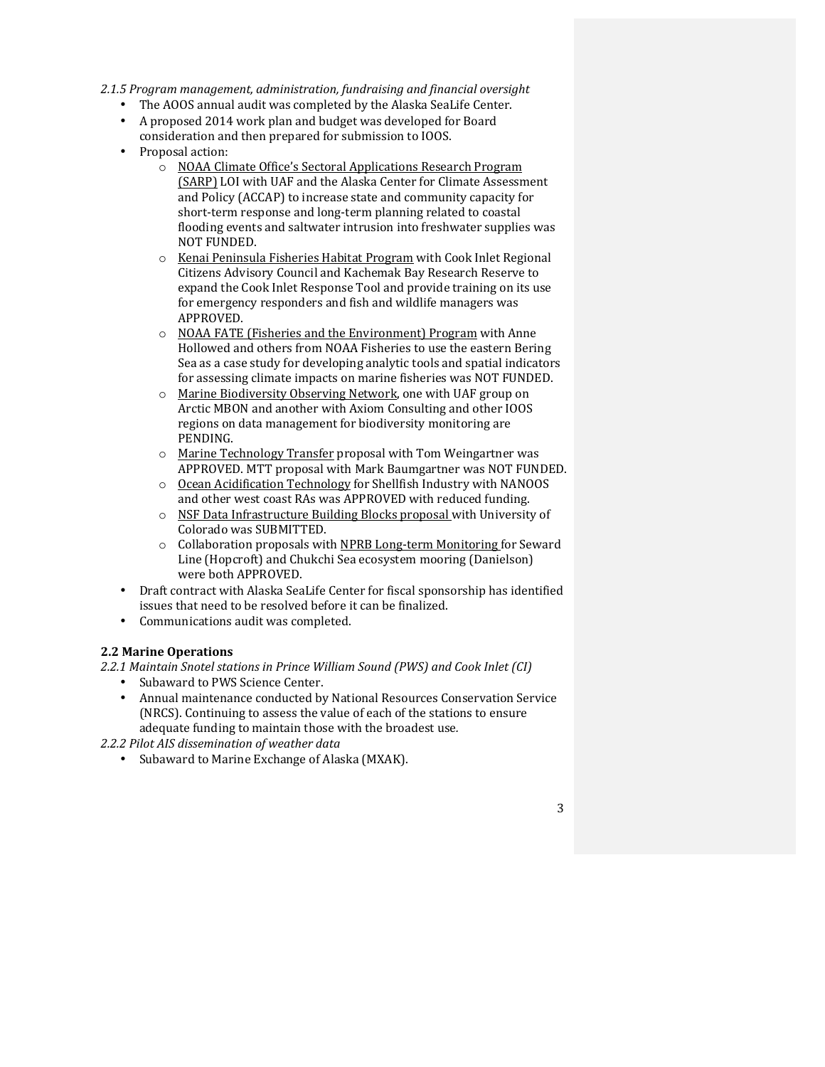*2.1.5 Program management, administration, fundraising and financial oversight*

- The AOOS annual audit was completed by the Alaska SeaLife Center.
- A proposed 2014 work plan and budget was developed for Board consideration and then prepared for submission to IOOS.
- Proposal action:
  - NOAA Climate Office's Sectoral Applications Research Program (SARP) LOI with UAF and the Alaska Center for Climate Assessment and Policy (ACCAP) to increase state and community capacity for short-term response and long-term planning related to coastal flooding events and saltwater intrusion into freshwater supplies was NOT FUNDED.
  - Kenai Peninsula Fisheries Habitat Program with Cook Inlet Regional Citizens Advisory Council and Kachemak Bay Research Reserve to expand the Cook Inlet Response Tool and provide training on its use for emergency responders and fish and wildlife managers was APPROVED.
  - NOAA FATE (Fisheries and the Environment) Program with Anne Hollowed and others from NOAA Fisheries to use the eastern Bering Sea as a case study for developing analytic tools and spatial indicators for assessing climate impacts on marine fisheries was NOT FUNDED.
  - Marine Biodiversity Observing Network, one with UAF group on Arctic MBON and another with Axiom Consulting and other IOOS regions on data management for biodiversity monitoring are PENDING.
  - Marine Technology Transfer proposal with Tom Weingartner was APPROVED. MTT proposal with Mark Baumgartner was NOT FUNDED.
  - Ocean Acidification Technology for Shellfish Industry with NANOOS and other west coast RAs was APPROVED with reduced funding.
  - NSF Data Infrastructure Building Blocks proposal with University of Colorado was SUBMITTED.
  - Collaboration proposals with NPRB Long-term Monitoring for Seward Line (Hopcroft) and Chukchi Sea ecosystem mooring (Danielson) were both APPROVED.
- Draft contract with Alaska SeaLife Center for fiscal sponsorship has identified issues that need to be resolved before it can be finalized.
- Communications audit was completed.

**2.2 Marine Operations**

*2.2.1 Maintain Snotel stations in Prince William Sound (PWS) and Cook Inlet (CI)*

- Subaward to PWS Science Center.
- Annual maintenance conducted by National Resources Conservation Service (NRCS). Continuing to assess the value of each of the stations to ensure adequate funding to maintain those with the broadest use.

*2.2.2 Pilot AIS dissemination of weather data*

- Subaward to Marine Exchange of Alaska (MXAK).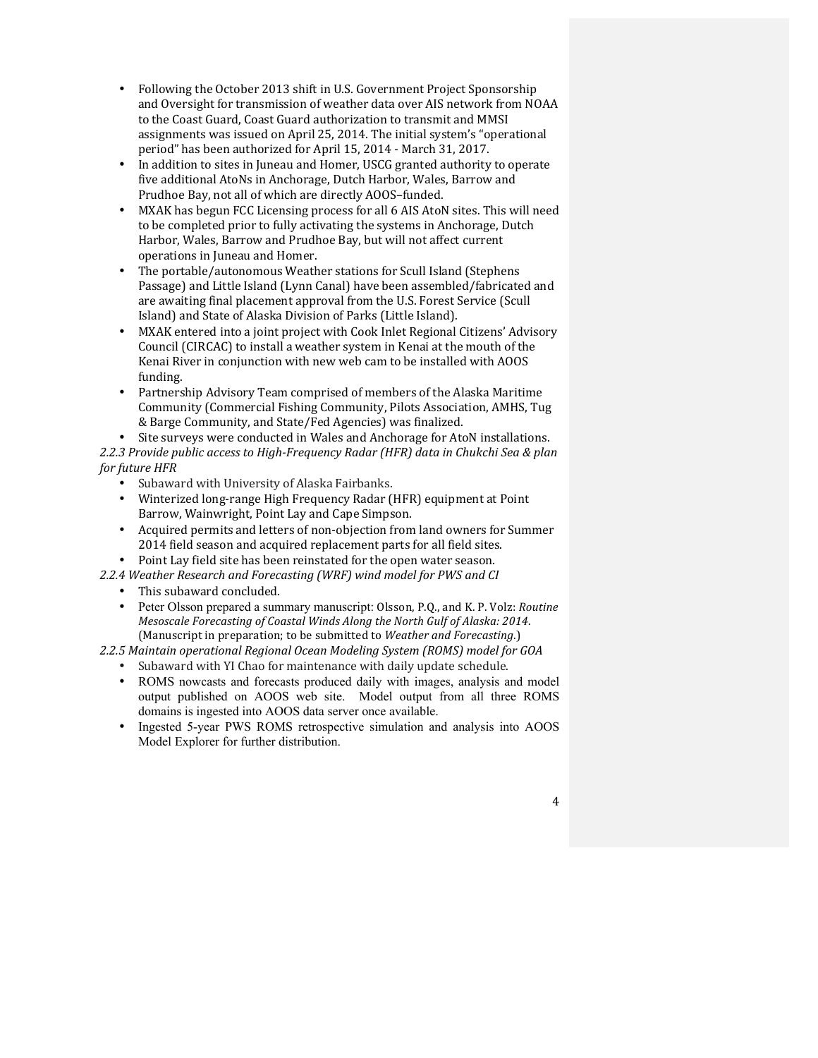- Following the October 2013 shift in U.S. Government Project Sponsorship and Oversight for transmission of weather data over AIS network from NOAA to the Coast Guard, Coast Guard authorization to transmit and MMSI assignments was issued on April 25, 2014. The initial system's "operational period" has been authorized for April 15, 2014 - March 31, 2017.
- In addition to sites in Juneau and Homer, USCG granted authority to operate five additional AtoNs in Anchorage, Dutch Harbor, Wales, Barrow and Prudhoe Bay, not all of which are directly AOOS–funded.
- MXAK has begun FCC Licensing process for all 6 AIS AtoN sites. This will need to be completed prior to fully activating the systems in Anchorage, Dutch Harbor, Wales, Barrow and Prudhoe Bay, but will not affect current operations in Juneau and Homer.
- The portable/autonomous Weather stations for Scull Island (Stephens Passage) and Little Island (Lynn Canal) have been assembled/fabricated and are awaiting final placement approval from the U.S. Forest Service (Scull Island) and State of Alaska Division of Parks (Little Island).
- MXAK entered into a joint project with Cook Inlet Regional Citizens' Advisory Council (CIRCAC) to install a weather system in Kenai at the mouth of the Kenai River in conjunction with new web cam to be installed with AOOS funding.
- Partnership Advisory Team comprised of members of the Alaska Maritime Community (Commercial Fishing Community, Pilots Association, AMHS, Tug & Barge Community, and State/Fed Agencies) was finalized.
- Site surveys were conducted in Wales and Anchorage for AtoN installations.

*2.2.3 Provide public access to High-Frequency Radar (HFR) data in Chukchi Sea & plan for future HFR*

- Subaward with University of Alaska Fairbanks.
- Winterized long-range High Frequency Radar (HFR) equipment at Point Barrow, Wainwright, Point Lay and Cape Simpson.
- Acquired permits and letters of non-objection from land owners for Summer 2014 field season and acquired replacement parts for all field sites.
- Point Lay field site has been reinstated for the open water season.

*2.2.4 Weather Research and Forecasting (WRF) wind model for PWS and CI*

- This subaward concluded.
- Peter Olsson prepared a summary manuscript: Olsson, P.Q., and K. P. Volz: *Routine Mesoscale Forecasting of Coastal Winds Along the North Gulf of Alaska: 2014*. (Manuscript in preparation; to be submitted to *Weather and Forecasting*.)

*2.2.5 Maintain operational Regional Ocean Modeling System (ROMS) model for GOA*

- Subaward with YI Chao for maintenance with daily update schedule.
- ROMS nowcasts and forecasts produced daily with images, analysis and model output published on AOOS web site. Model output from all three ROMS domains is ingested into AOOS data server once available.
- Ingested 5-year PWS ROMS retrospective simulation and analysis into AOOS Model Explorer for further distribution.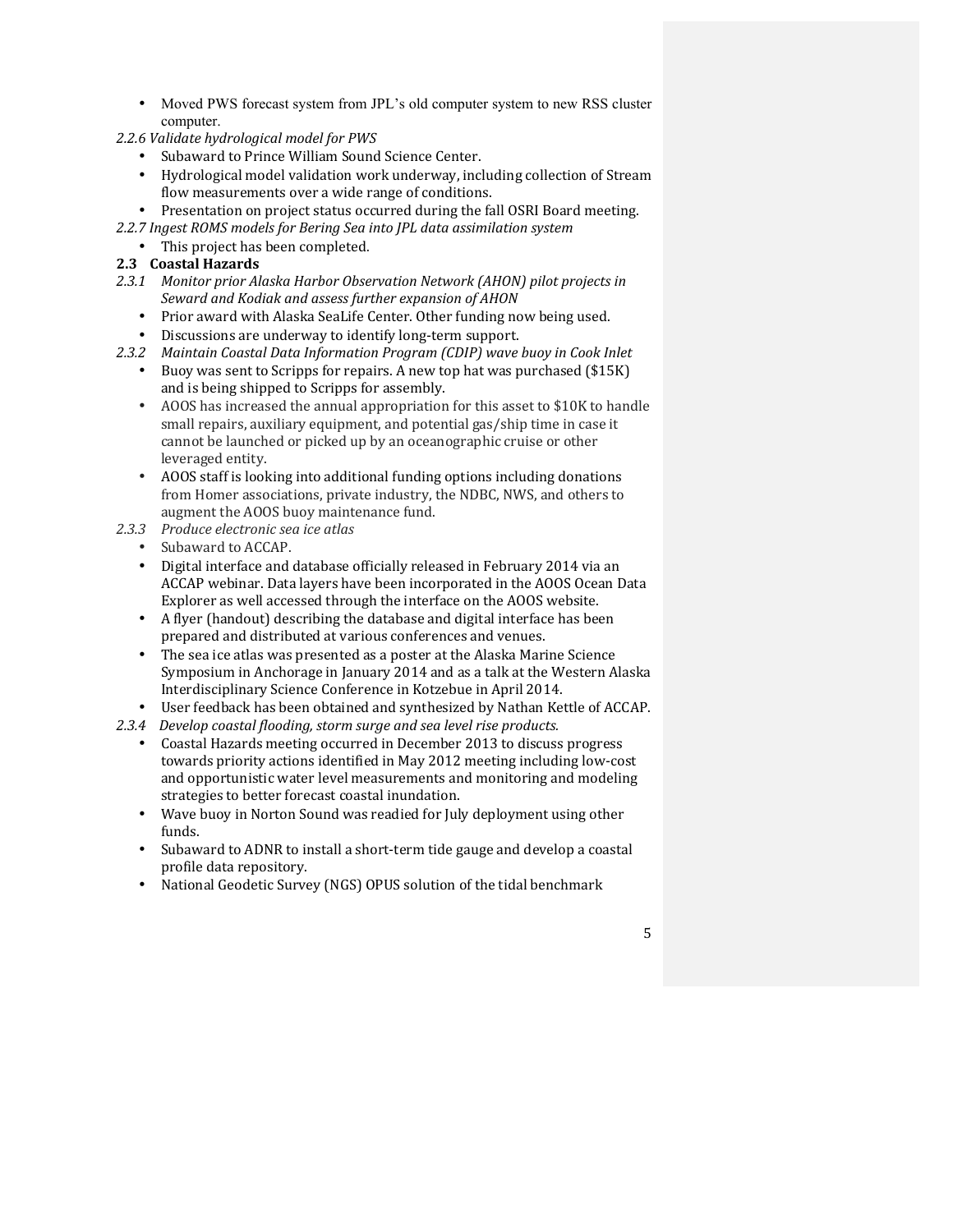- Moved PWS forecast system from JPL's old computer system to new RSS cluster computer.

*2.2.6 Validate hydrological model for PWS*

- Subaward to Prince William Sound Science Center.
- Hydrological model validation work underway, including collection of Stream flow measurements over a wide range of conditions.
- Presentation on project status occurred during the fall OSRI Board meeting.

*2.2.7 Ingest ROMS models for Bering Sea into JPL data assimilation system*

- This project has been completed.

### 2.3 Coastal Hazards

*2.3.1 Monitor prior Alaska Harbor Observation Network (AHON) pilot projects in Seward and Kodiak and assess further expansion of AHON*

- Prior award with Alaska SeaLife Center. Other funding now being used.
- Discussions are underway to identify long-term support.

*2.3.2 Maintain Coastal Data Information Program (CDIP) wave buoy in Cook Inlet*

- Buoy was sent to Scripps for repairs. A new top hat was purchased ($15K) and is being shipped to Scripps for assembly.
- AOOS has increased the annual appropriation for this asset to $10K to handle small repairs, auxiliary equipment, and potential gas/ship time in case it cannot be launched or picked up by an oceanographic cruise or other leveraged entity.
- AOOS staff is looking into additional funding options including donations from Homer associations, private industry, the NDBC, NWS, and others to augment the AOOS buoy maintenance fund.

*2.3.3 Produce electronic sea ice atlas*

- Subaward to ACCAP.
- Digital interface and database officially released in February 2014 via an ACCAP webinar. Data layers have been incorporated in the AOOS Ocean Data Explorer as well accessed through the interface on the AOOS website.
- A flyer (handout) describing the database and digital interface has been prepared and distributed at various conferences and venues.
- The sea ice atlas was presented as a poster at the Alaska Marine Science Symposium in Anchorage in January 2014 and as a talk at the Western Alaska Interdisciplinary Science Conference in Kotzebue in April 2014.
- User feedback has been obtained and synthesized by Nathan Kettle of ACCAP.

*2.3.4 Develop coastal flooding, storm surge and sea level rise products.*

- Coastal Hazards meeting occurred in December 2013 to discuss progress towards priority actions identified in May 2012 meeting including low-cost and opportunistic water level measurements and monitoring and modeling strategies to better forecast coastal inundation.
- Wave buoy in Norton Sound was readied for July deployment using other funds.
- Subaward to ADNR to install a short-term tide gauge and develop a coastal profile data repository.
- National Geodetic Survey (NGS) OPUS solution of the tidal benchmark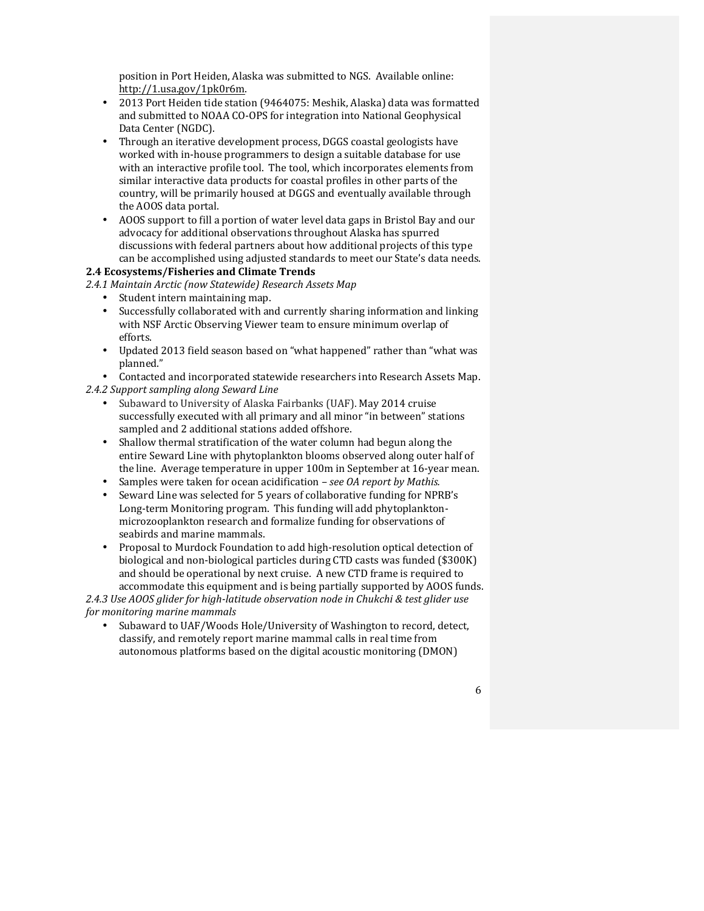position in Port Heiden, Alaska was submitted to NGS. Available online: http://1.usa.gov/1pk0r6m.

- 2013 Port Heiden tide station (9464075: Meshik, Alaska) data was formatted and submitted to NOAA CO-OPS for integration into National Geophysical Data Center (NGDC).
- Through an iterative development process, DGGS coastal geologists have worked with in-house programmers to design a suitable database for use with an interactive profile tool. The tool, which incorporates elements from similar interactive data products for coastal profiles in other parts of the country, will be primarily housed at DGGS and eventually available through the AOOS data portal.
- AOOS support to fill a portion of water level data gaps in Bristol Bay and our advocacy for additional observations throughout Alaska has spurred discussions with federal partners about how additional projects of this type can be accomplished using adjusted standards to meet our State's data needs.

**2.4 Ecosystems/Fisheries and Climate Trends**

*2.4.1 Maintain Arctic (now Statewide) Research Assets Map*

- Student intern maintaining map.
- Successfully collaborated with and currently sharing information and linking with NSF Arctic Observing Viewer team to ensure minimum overlap of efforts.
- Updated 2013 field season based on "what happened" rather than "what was planned."
- Contacted and incorporated statewide researchers into Research Assets Map.

*2.4.2 Support sampling along Seward Line*

- Subaward to University of Alaska Fairbanks (UAF). May 2014 cruise successfully executed with all primary and all minor "in between" stations sampled and 2 additional stations added offshore.
- Shallow thermal stratification of the water column had begun along the entire Seward Line with phytoplankton blooms observed along outer half of the line. Average temperature in upper 100m in September at 16-year mean.
- Samples were taken for ocean acidification – *see OA report by Mathis.*
- Seward Line was selected for 5 years of collaborative funding for NPRB's Long-term Monitoring program. This funding will add phytoplankton-microzooplankton research and formalize funding for observations of seabirds and marine mammals.
- Proposal to Murdock Foundation to add high-resolution optical detection of biological and non-biological particles during CTD casts was funded ($300K) and should be operational by next cruise. A new CTD frame is required to accommodate this equipment and is being partially supported by AOOS funds.

*2.4.3 Use AOOS glider for high-latitude observation node in Chukchi & test glider use for monitoring marine mammals*

- Subaward to UAF/Woods Hole/University of Washington to record, detect, classify, and remotely report marine mammal calls in real time from autonomous platforms based on the digital acoustic monitoring (DMON)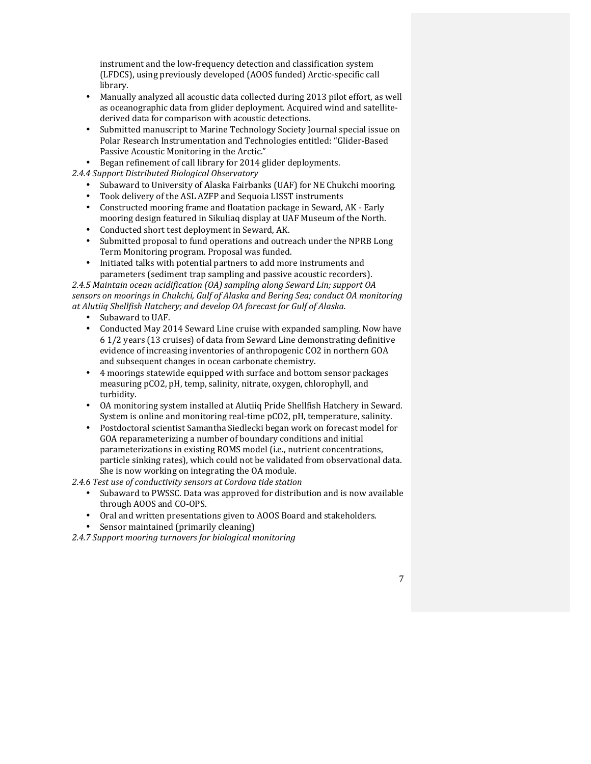instrument and the low-frequency detection and classification system (LFDCS), using previously developed (AOOS funded) Arctic-specific call library.

- Manually analyzed all acoustic data collected during 2013 pilot effort, as well as oceanographic data from glider deployment. Acquired wind and satellite-derived data for comparison with acoustic detections.
- Submitted manuscript to Marine Technology Society Journal special issue on Polar Research Instrumentation and Technologies entitled: "Glider-Based Passive Acoustic Monitoring in the Arctic."
- Began refinement of call library for 2014 glider deployments.

*2.4.4 Support Distributed Biological Observatory*

- Subaward to University of Alaska Fairbanks (UAF) for NE Chukchi mooring.
- Took delivery of the ASL AZFP and Sequoia LISST instruments
- Constructed mooring frame and floatation package in Seward, AK - Early mooring design featured in Sikuliaq display at UAF Museum of the North.
- Conducted short test deployment in Seward, AK.
- Submitted proposal to fund operations and outreach under the NPRB Long Term Monitoring program. Proposal was funded.
- Initiated talks with potential partners to add more instruments and parameters (sediment trap sampling and passive acoustic recorders).

*2.4.5 Maintain ocean acidification (OA) sampling along Seward Lin; support OA sensors on moorings in Chukchi, Gulf of Alaska and Bering Sea; conduct OA monitoring at Alutiiq Shellfish Hatchery; and develop OA forecast for Gulf of Alaska.*

- Subaward to UAF.
- Conducted May 2014 Seward Line cruise with expanded sampling. Now have 6 1/2 years (13 cruises) of data from Seward Line demonstrating definitive evidence of increasing inventories of anthropogenic $CO_2$ in northern GOA and subsequent changes in ocean carbonate chemistry.
- 4 moorings statewide equipped with surface and bottom sensor packages measuring $pCO_2$, pH, temp, salinity, nitrate, oxygen, chlorophyll, and turbidity.
- OA monitoring system installed at Alutiiq Pride Shellfish Hatchery in Seward. System is online and monitoring real-time $pCO_2$, pH, temperature, salinity.
- Postdoctoral scientist Samantha Siedlecki began work on forecast model for GOA reparameterizing a number of boundary conditions and initial parameterizations in existing ROMS model (i.e., nutrient concentrations, particle sinking rates), which could not be validated from observational data. She is now working on integrating the OA module.

*2.4.6 Test use of conductivity sensors at Cordova tide station*

- Subaward to PWSSC. Data was approved for distribution and is now available through AOOS and CO-OPS.
- Oral and written presentations given to AOOS Board and stakeholders.
- Sensor maintained (primarily cleaning)

*2.4.7 Support mooring turnovers for biological monitoring*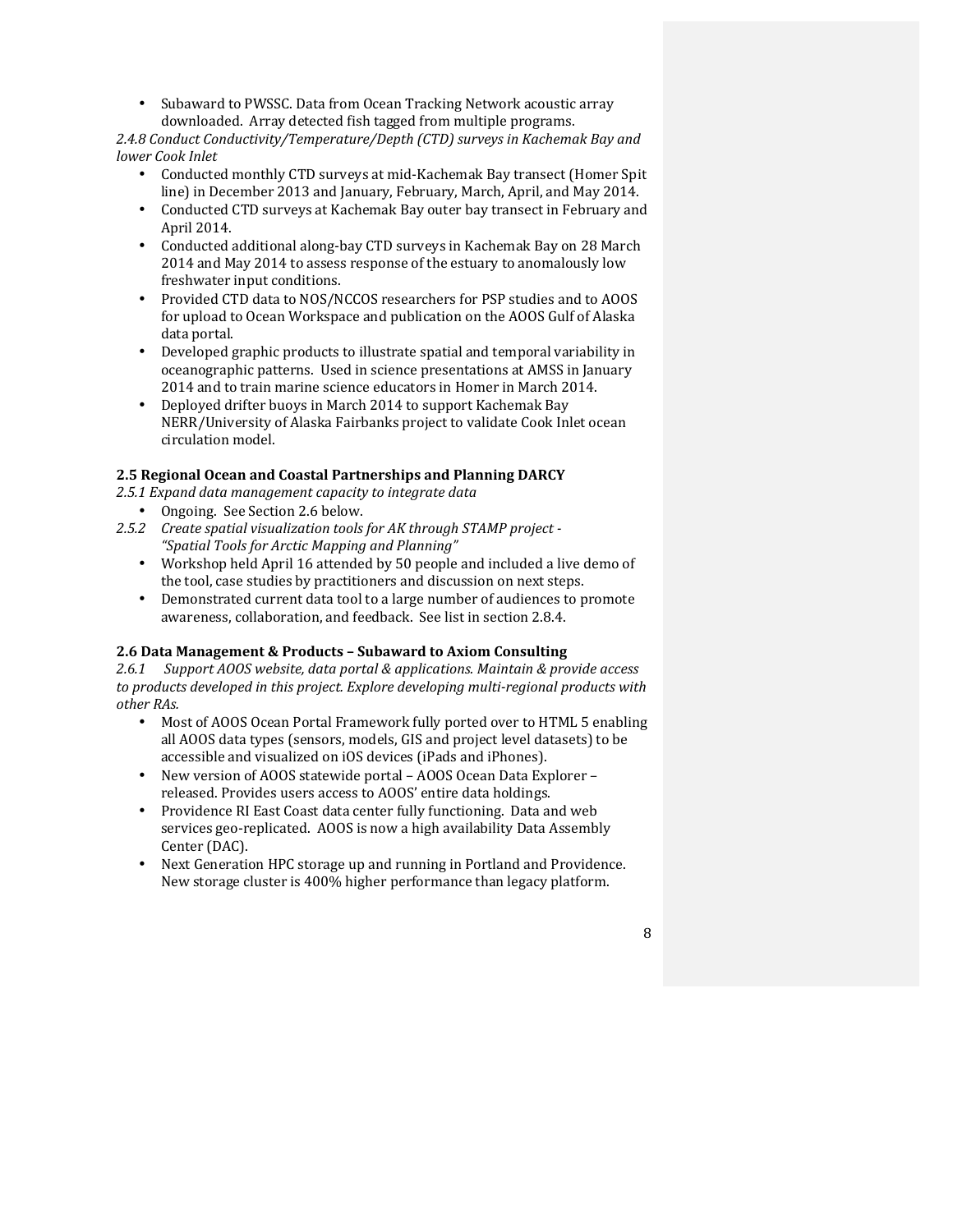- Subaward to PWSSC. Data from Ocean Tracking Network acoustic array downloaded. Array detected fish tagged from multiple programs.

*2.4.8 Conduct Conductivity/Temperature/Depth (CTD) surveys in Kachemak Bay and lower Cook Inlet*

- Conducted monthly CTD surveys at mid-Kachemak Bay transect (Homer Spit line) in December 2013 and January, February, March, April, and May 2014.
- Conducted CTD surveys at Kachemak Bay outer bay transect in February and April 2014.
- Conducted additional along-bay CTD surveys in Kachemak Bay on 28 March 2014 and May 2014 to assess response of the estuary to anomalously low freshwater input conditions.
- Provided CTD data to NOS/NCCOS researchers for PSP studies and to AOOS for upload to Ocean Workspace and publication on the AOOS Gulf of Alaska data portal.
- Developed graphic products to illustrate spatial and temporal variability in oceanographic patterns. Used in science presentations at AMSS in January 2014 and to train marine science educators in Homer in March 2014.
- Deployed drifter buoys in March 2014 to support Kachemak Bay NERR/University of Alaska Fairbanks project to validate Cook Inlet ocean circulation model.

**2.5 Regional Ocean and Coastal Partnerships and Planning DARCY**

*2.5.1 Expand data management capacity to integrate data*

- Ongoing. See Section 2.6 below.

*2.5.2 Create spatial visualization tools for AK through STAMP project - "Spatial Tools for Arctic Mapping and Planning"*

- Workshop held April 16 attended by 50 people and included a live demo of the tool, case studies by practitioners and discussion on next steps.
- Demonstrated current data tool to a large number of audiences to promote awareness, collaboration, and feedback. See list in section 2.8.4.

**2.6 Data Management & Products – Subaward to Axiom Consulting**

*2.6.1 Support AOOS website, data portal & applications. Maintain & provide access to products developed in this project. Explore developing multi-regional products with other RAs.*

- Most of AOOS Ocean Portal Framework fully ported over to HTML 5 enabling all AOOS data types (sensors, models, GIS and project level datasets) to be accessible and visualized on iOS devices (iPads and iPhones).
- New version of AOOS statewide portal – AOOS Ocean Data Explorer – released. Provides users access to AOOS' entire data holdings.
- Providence RI East Coast data center fully functioning. Data and web services geo-replicated. AOOS is now a high availability Data Assembly Center (DAC).
- Next Generation HPC storage up and running in Portland and Providence. New storage cluster is 400% higher performance than legacy platform.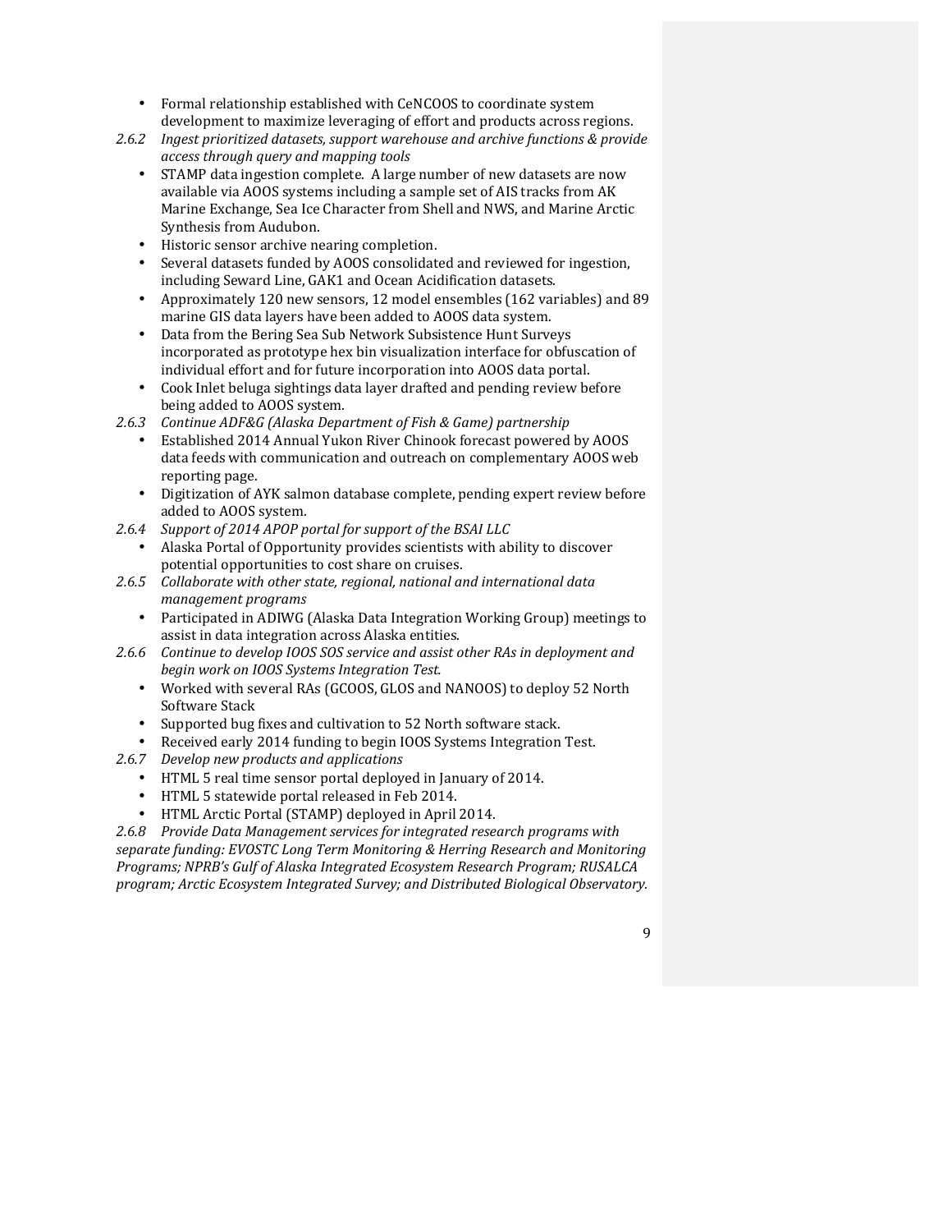- Formal relationship established with CeNCOOS to coordinate system development to maximize leveraging of effort and products across regions.

2.6.2 *Ingest prioritized datasets, support warehouse and archive functions & provide access through query and mapping tools*

- STAMP data ingestion complete. A large number of new datasets are now available via AOOS systems including a sample set of AIS tracks from AK Marine Exchange, Sea Ice Character from Shell and NWS, and Marine Arctic Synthesis from Audubon.
- Historic sensor archive nearing completion.
- Several datasets funded by AOOS consolidated and reviewed for ingestion, including Seward Line, GAK1 and Ocean Acidification datasets.
- Approximately 120 new sensors, 12 model ensembles (162 variables) and 89 marine GIS data layers have been added to AOOS data system.
- Data from the Bering Sea Sub Network Subsistence Hunt Surveys incorporated as prototype hex bin visualization interface for obfuscation of individual effort and for future incorporation into AOOS data portal.
- Cook Inlet beluga sightings data layer drafted and pending review before being added to AOOS system.

2.6.3 *Continue ADF&G (Alaska Department of Fish & Game) partnership*

- Established 2014 Annual Yukon River Chinook forecast powered by AOOS data feeds with communication and outreach on complementary AOOS web reporting page.
- Digitization of AYK salmon database complete, pending expert review before added to AOOS system.

2.6.4 *Support of 2014 APOP portal for support of the BSAI LLC*

- Alaska Portal of Opportunity provides scientists with ability to discover potential opportunities to cost share on cruises.

2.6.5 *Collaborate with other state, regional, national and international data management programs*

- Participated in ADIWG (Alaska Data Integration Working Group) meetings to assist in data integration across Alaska entities.

2.6.6 *Continue to develop IOOS SOS service and assist other RAs in deployment and begin work on IOOS Systems Integration Test.*

- Worked with several RAs (GCOOS, GLOS and NANOOS) to deploy 52 North Software Stack
- Supported bug fixes and cultivation to 52 North software stack.
- Received early 2014 funding to begin IOOS Systems Integration Test.

2.6.7 *Develop new products and applications*

- HTML 5 real time sensor portal deployed in January of 2014.
- HTML 5 statewide portal released in Feb 2014.
- HTML Arctic Portal (STAMP) deployed in April 2014.

2.6.8 *Provide Data Management services for integrated research programs with separate funding: EVOSTC Long Term Monitoring & Herring Research and Monitoring Programs; NPRB's Gulf of Alaska Integrated Ecosystem Research Program; RUSALCA program; Arctic Ecosystem Integrated Survey; and Distributed Biological Observatory.*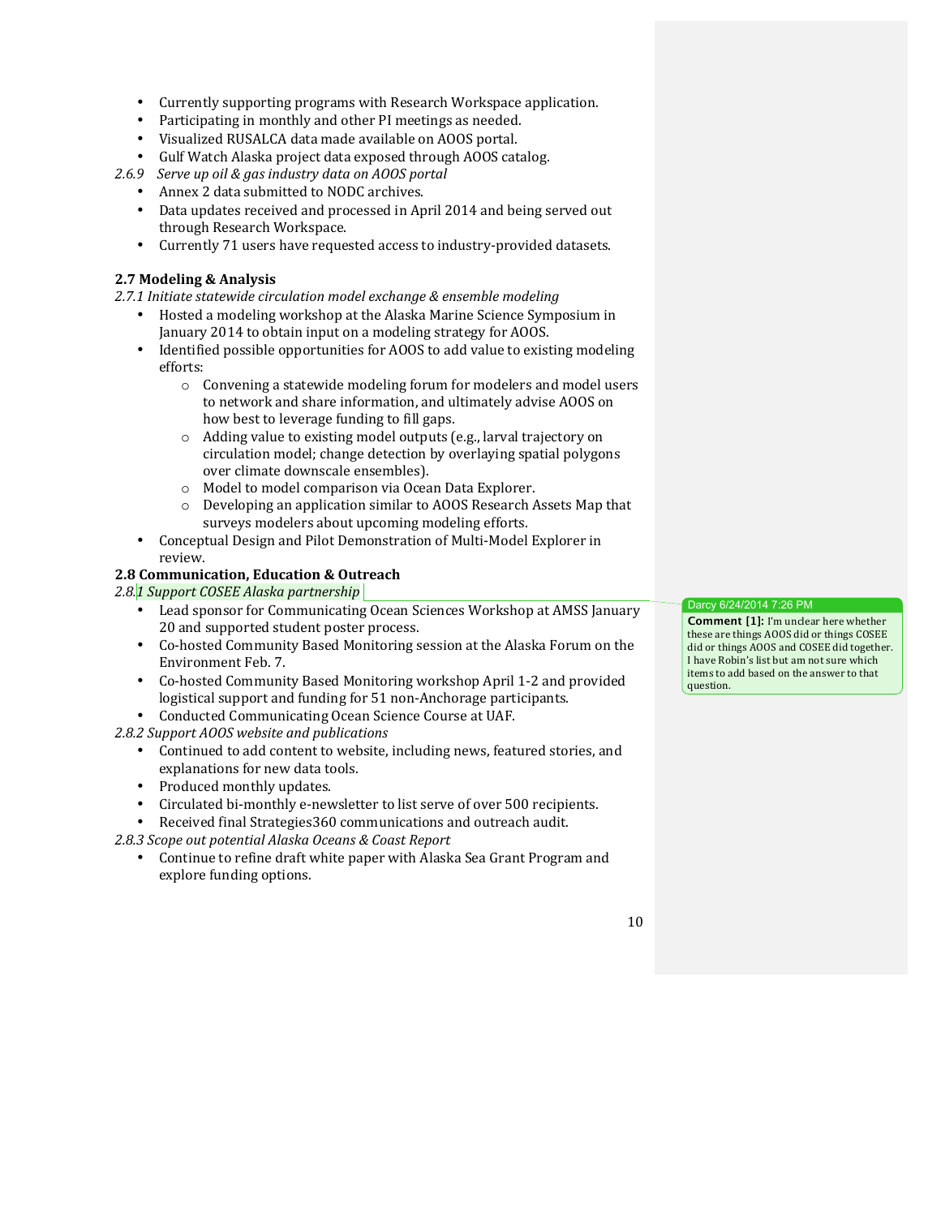- Currently supporting programs with Research Workspace application.
- Participating in monthly and other PI meetings as needed.
- Visualized RUSALCA data made available on AOOS portal.
- Gulf Watch Alaska project data exposed through AOOS catalog.

*2.6.9 Serve up oil & gas industry data on AOOS portal*

- Annex 2 data submitted to NODC archives.
- Data updates received and processed in April 2014 and being served out through Research Workspace.
- Currently 71 users have requested access to industry-provided datasets.

**2.7 Modeling & Analysis**

*2.7.1 Initiate statewide circulation model exchange & ensemble modeling*

- Hosted a modeling workshop at the Alaska Marine Science Symposium in January 2014 to obtain input on a modeling strategy for AOOS.
- Identified possible opportunities for AOOS to add value to existing modeling efforts:
  - Convening a statewide modeling forum for modelers and model users to network and share information, and ultimately advise AOOS on how best to leverage funding to fill gaps.
  - Adding value to existing model outputs (e.g., larval trajectory on circulation model; change detection by overlaying spatial polygons over climate downscale ensembles).
  - Model to model comparison via Ocean Data Explorer.
  - Developing an application similar to AOOS Research Assets Map that surveys modelers about upcoming modeling efforts.
- Conceptual Design and Pilot Demonstration of Multi-Model Explorer in review.

**2.8 Communication, Education & Outreach**

*2.8.1 Support COSEE Alaska partnership*

> Darcy 6/24/2014 7:26 PM
> **Comment [1]:** I'm unclear here whether these are things AOOS did or things COSEE did or things AOOS and COSEE did together. I have Robin's list but am not sure which items to add based on the answer to that question.

- Lead sponsor for Communicating Ocean Sciences Workshop at AMSS January 20 and supported student poster process.
- Co-hosted Community Based Monitoring session at the Alaska Forum on the Environment Feb. 7.
- Co-hosted Community Based Monitoring workshop April 1-2 and provided logistical support and funding for 51 non-Anchorage participants.
- Conducted Communicating Ocean Science Course at UAF.

*2.8.2 Support AOOS website and publications*

- Continued to add content to website, including news, featured stories, and explanations for new data tools.
- Produced monthly updates.
- Circulated bi-monthly e-newsletter to list serve of over 500 recipients.
- Received final Strategies360 communications and outreach audit.

*2.8.3 Scope out potential Alaska Oceans & Coast Report*

- Continue to refine draft white paper with Alaska Sea Grant Program and explore funding options.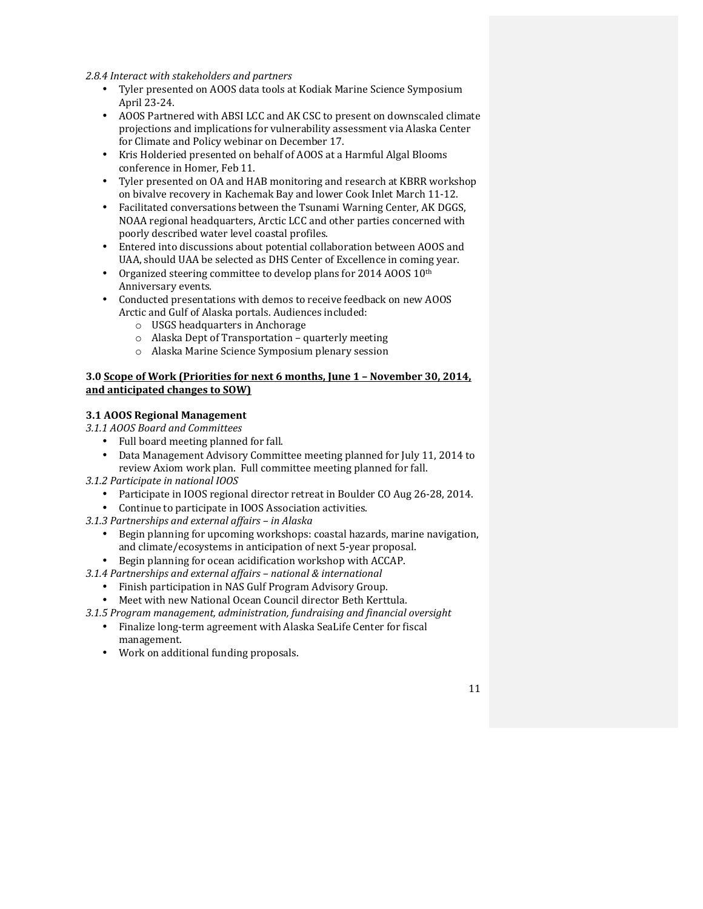*2.8.4 Interact with stakeholders and partners*

- Tyler presented on AOOS data tools at Kodiak Marine Science Symposium April 23-24.
- AOOS Partnered with ABSI LCC and AK CSC to present on downscaled climate projections and implications for vulnerability assessment via Alaska Center for Climate and Policy webinar on December 17.
- Kris Holderied presented on behalf of AOOS at a Harmful Algal Blooms conference in Homer, Feb 11.
- Tyler presented on OA and HAB monitoring and research at KBRR workshop on bivalve recovery in Kachemak Bay and lower Cook Inlet March 11-12.
- Facilitated conversations between the Tsunami Warning Center, AK DGGS, NOAA regional headquarters, Arctic LCC and other parties concerned with poorly described water level coastal profiles.
- Entered into discussions about potential collaboration between AOOS and UAA, should UAA be selected as DHS Center of Excellence in coming year.
- Organized steering committee to develop plans for 2014 AOOS 10th Anniversary events.
- Conducted presentations with demos to receive feedback on new AOOS Arctic and Gulf of Alaska portals. Audiences included:
  - USGS headquarters in Anchorage
  - Alaska Dept of Transportation – quarterly meeting
  - Alaska Marine Science Symposium plenary session

**3.0 Scope of Work (Priorities for next 6 months, June 1 – November 30, 2014, and anticipated changes to SOW)**

**3.1 AOOS Regional Management**

*3.1.1 AOOS Board and Committees*

- Full board meeting planned for fall.
- Data Management Advisory Committee meeting planned for July 11, 2014 to review Axiom work plan. Full committee meeting planned for fall.

*3.1.2 Participate in national IOOS*

- Participate in IOOS regional director retreat in Boulder CO Aug 26-28, 2014.
- Continue to participate in IOOS Association activities.

*3.1.3 Partnerships and external affairs – in Alaska*

- Begin planning for upcoming workshops: coastal hazards, marine navigation, and climate/ecosystems in anticipation of next 5-year proposal.
- Begin planning for ocean acidification workshop with ACCAP.

*3.1.4 Partnerships and external affairs – national & international*

- Finish participation in NAS Gulf Program Advisory Group.
- Meet with new National Ocean Council director Beth Kerttula.

*3.1.5 Program management, administration, fundraising and financial oversight*

- Finalize long-term agreement with Alaska SeaLife Center for fiscal management.
- Work on additional funding proposals.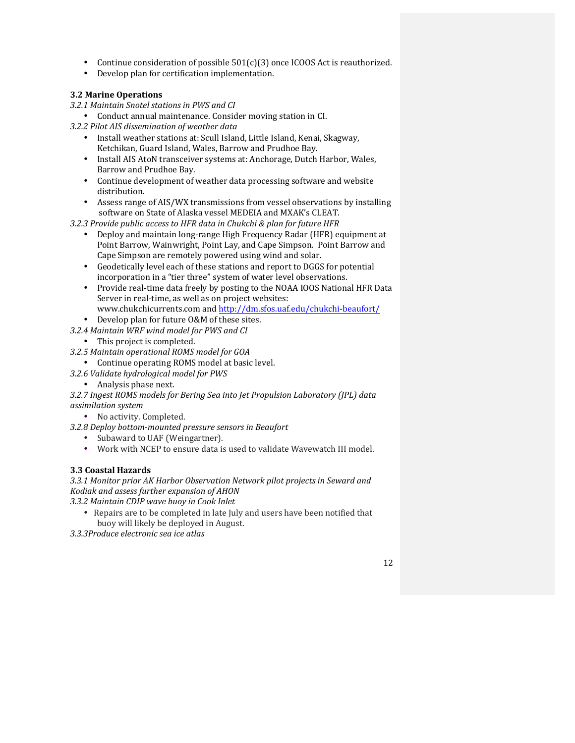- Continue consideration of possible 501(c)(3) once ICOOS Act is reauthorized.
- Develop plan for certification implementation.

### 3.2 Marine Operations

*3.2.1 Maintain Snotel stations in PWS and CI*

- Conduct annual maintenance. Consider moving station in CI.

*3.2.2 Pilot AIS dissemination of weather data*

- Install weather stations at: Scull Island, Little Island, Kenai, Skagway, Ketchikan, Guard Island, Wales, Barrow and Prudhoe Bay.
- Install AIS AtoN transceiver systems at: Anchorage, Dutch Harbor, Wales, Barrow and Prudhoe Bay.
- Continue development of weather data processing software and website distribution.
- Assess range of AIS/WX transmissions from vessel observations by installing software on State of Alaska vessel MEDEIA and MXAK's CLEAT.

*3.2.3 Provide public access to HFR data in Chukchi & plan for future HFR*

- Deploy and maintain long-range High Frequency Radar (HFR) equipment at Point Barrow, Wainwright, Point Lay, and Cape Simpson. Point Barrow and Cape Simpson are remotely powered using wind and solar.
- Geodetically level each of these stations and report to DGGS for potential incorporation in a "tier three" system of water level observations.
- Provide real-time data freely by posting to the NOAA IOOS National HFR Data Server in real-time, as well as on project websites: www.chukchicurrents.com and [http://dm.sfos.uaf.edu/chukchi-beaufort/](http://dm.sfos.uaf.edu/chukchi-beaufort/)
- Develop plan for future O&M of these sites.

*3.2.4 Maintain WRF wind model for PWS and CI*

- This project is completed.

*3.2.5 Maintain operational ROMS model for GOA*

- Continue operating ROMS model at basic level.

*3.2.6 Validate hydrological model for PWS*

- Analysis phase next.

*3.2.7 Ingest ROMS models for Bering Sea into Jet Propulsion Laboratory (JPL) data assimilation system*

- No activity. Completed.

*3.2.8 Deploy bottom-mounted pressure sensors in Beaufort*

- Subaward to UAF (Weingartner).
- Work with NCEP to ensure data is used to validate Wavewatch III model.

### 3.3 Coastal Hazards

*3.3.1 Monitor prior AK Harbor Observation Network pilot projects in Seward and Kodiak and assess further expansion of AHON*

*3.3.2 Maintain CDIP wave buoy in Cook Inlet*

- Repairs are to be completed in late July and users have been notified that buoy will likely be deployed in August.

*3.3.3Produce electronic sea ice atlas*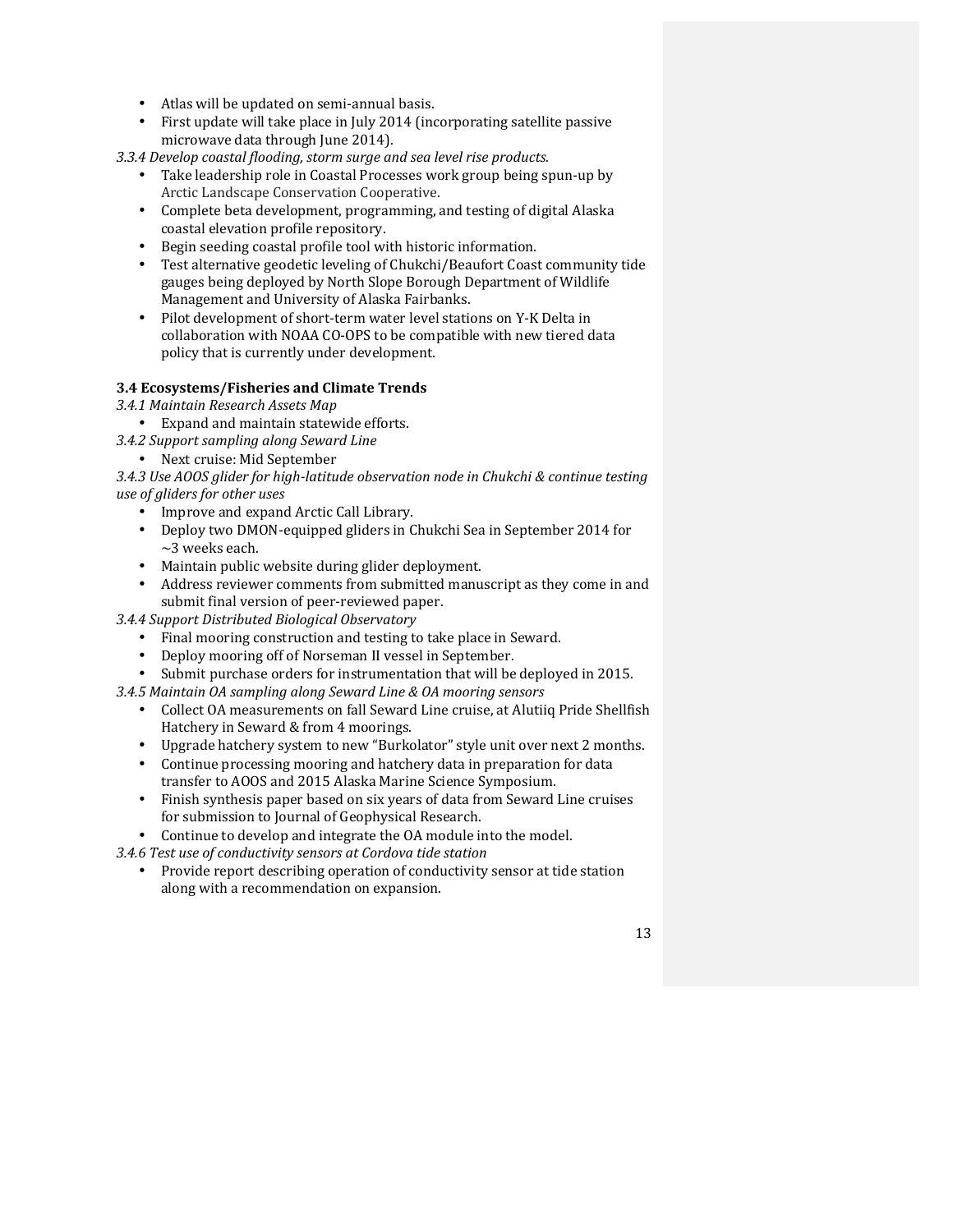- Atlas will be updated on semi-annual basis.
- First update will take place in July 2014 (incorporating satellite passive microwave data through June 2014).

*3.3.4 Develop coastal flooding, storm surge and sea level rise products.*

- Take leadership role in Coastal Processes work group being spun-up by Arctic Landscape Conservation Cooperative.
- Complete beta development, programming, and testing of digital Alaska coastal elevation profile repository.
- Begin seeding coastal profile tool with historic information.
- Test alternative geodetic leveling of Chukchi/Beaufort Coast community tide gauges being deployed by North Slope Borough Department of Wildlife Management and University of Alaska Fairbanks.
- Pilot development of short-term water level stations on Y-K Delta in collaboration with NOAA CO-OPS to be compatible with new tiered data policy that is currently under development.

**3.4 Ecosystems/Fisheries and Climate Trends**

*3.4.1 Maintain Research Assets Map*

- Expand and maintain statewide efforts.

*3.4.2 Support sampling along Seward Line*

- Next cruise: Mid September

*3.4.3 Use AOOS glider for high-latitude observation node in Chukchi & continue testing use of gliders for other uses*

- Improve and expand Arctic Call Library.
- Deploy two DMON-equipped gliders in Chukchi Sea in September 2014 for ~3 weeks each.
- Maintain public website during glider deployment.
- Address reviewer comments from submitted manuscript as they come in and submit final version of peer-reviewed paper.

*3.4.4 Support Distributed Biological Observatory*

- Final mooring construction and testing to take place in Seward.
- Deploy mooring off of Norseman II vessel in September.
- Submit purchase orders for instrumentation that will be deployed in 2015.

*3.4.5 Maintain OA sampling along Seward Line & OA mooring sensors*

- Collect OA measurements on fall Seward Line cruise, at Alutiiq Pride Shellfish Hatchery in Seward & from 4 moorings.
- Upgrade hatchery system to new "Burkolator" style unit over next 2 months.
- Continue processing mooring and hatchery data in preparation for data transfer to AOOS and 2015 Alaska Marine Science Symposium.
- Finish synthesis paper based on six years of data from Seward Line cruises for submission to Journal of Geophysical Research.
- Continue to develop and integrate the OA module into the model.

*3.4.6 Test use of conductivity sensors at Cordova tide station*

- Provide report describing operation of conductivity sensor at tide station along with a recommendation on expansion.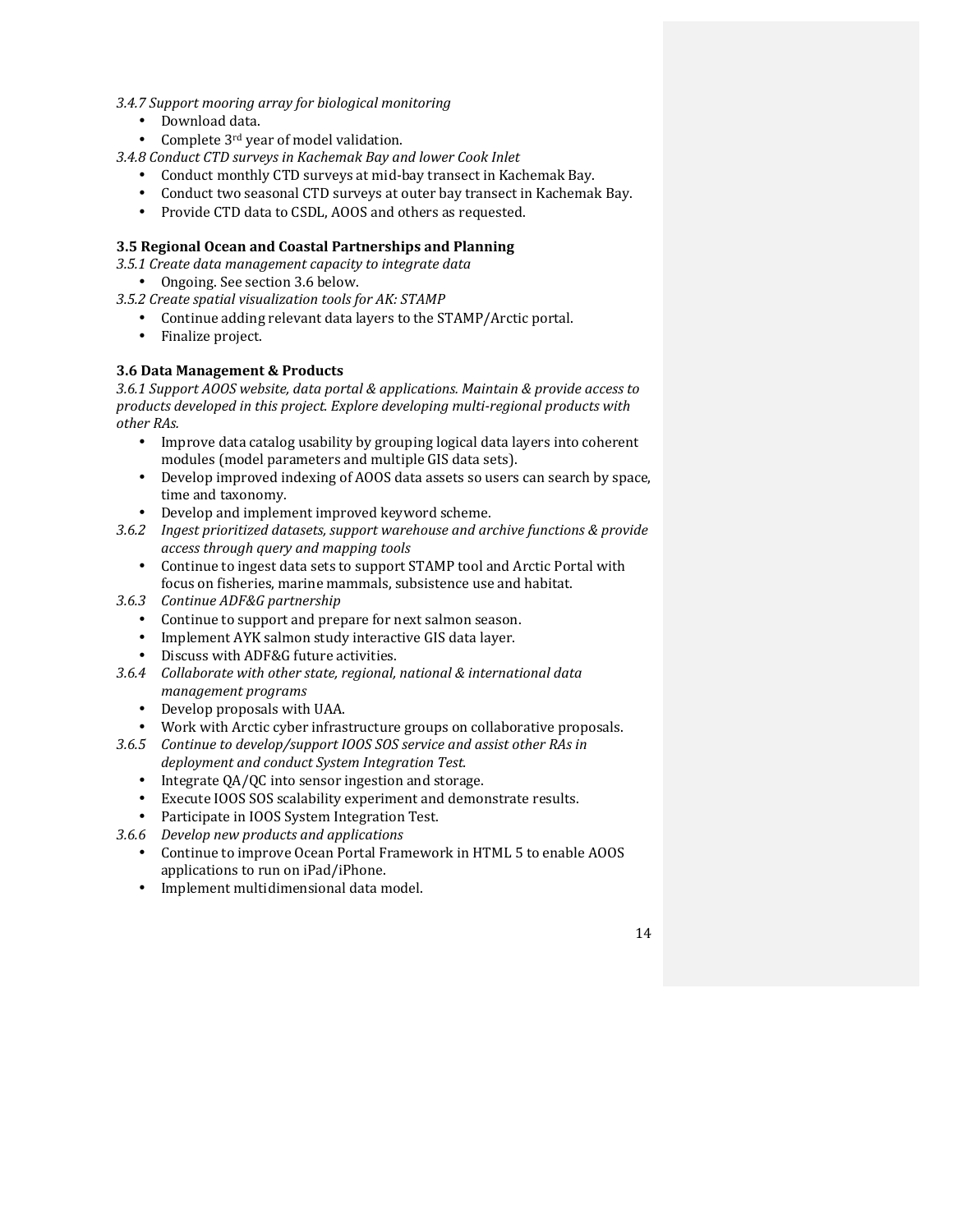*3.4.7 Support mooring array for biological monitoring*

- Download data.
- Complete 3rd year of model validation.

*3.4.8 Conduct CTD surveys in Kachemak Bay and lower Cook Inlet*

- Conduct monthly CTD surveys at mid-bay transect in Kachemak Bay.
- Conduct two seasonal CTD surveys at outer bay transect in Kachemak Bay.
- Provide CTD data to CSDL, AOOS and others as requested.

**3.5 Regional Ocean and Coastal Partnerships and Planning**

*3.5.1 Create data management capacity to integrate data*

- Ongoing. See section 3.6 below.

*3.5.2 Create spatial visualization tools for AK: STAMP*

- Continue adding relevant data layers to the STAMP/Arctic portal.
- Finalize project.

**3.6 Data Management & Products**

*3.6.1 Support AOOS website, data portal & applications. Maintain & provide access to products developed in this project. Explore developing multi-regional products with other RAs.*

- Improve data catalog usability by grouping logical data layers into coherent modules (model parameters and multiple GIS data sets).
- Develop improved indexing of AOOS data assets so users can search by space, time and taxonomy.
- Develop and implement improved keyword scheme.

*3.6.2 Ingest prioritized datasets, support warehouse and archive functions & provide access through query and mapping tools*

- Continue to ingest data sets to support STAMP tool and Arctic Portal with focus on fisheries, marine mammals, subsistence use and habitat.

*3.6.3 Continue ADF&G partnership*

- Continue to support and prepare for next salmon season.
- Implement AYK salmon study interactive GIS data layer.
- Discuss with ADF&G future activities.

*3.6.4 Collaborate with other state, regional, national & international data management programs*

- Develop proposals with UAA.
- Work with Arctic cyber infrastructure groups on collaborative proposals.

*3.6.5 Continue to develop/support IOOS SOS service and assist other RAs in deployment and conduct System Integration Test.*

- Integrate QA/QC into sensor ingestion and storage.
- Execute IOOS SOS scalability experiment and demonstrate results.
- Participate in IOOS System Integration Test.

*3.6.6 Develop new products and applications*

- Continue to improve Ocean Portal Framework in HTML 5 to enable AOOS applications to run on iPad/iPhone.
- Implement multidimensional data model.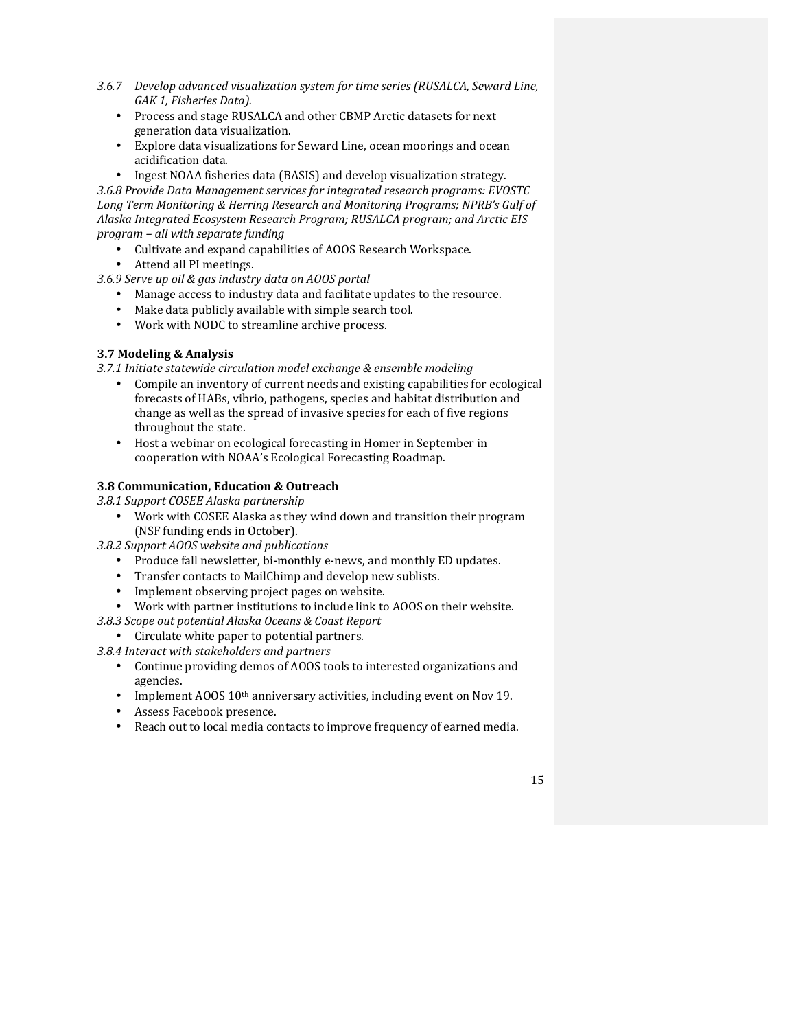*3.6.7 Develop advanced visualization system for time series (RUSALCA, Seward Line, GAK 1, Fisheries Data).*

- Process and stage RUSALCA and other CBMP Arctic datasets for next generation data visualization.
- Explore data visualizations for Seward Line, ocean moorings and ocean acidification data.
- Ingest NOAA fisheries data (BASIS) and develop visualization strategy.

*3.6.8 Provide Data Management services for integrated research programs: EVOSTC Long Term Monitoring & Herring Research and Monitoring Programs; NPRB's Gulf of Alaska Integrated Ecosystem Research Program; RUSALCA program; and Arctic EIS program – all with separate funding*

- Cultivate and expand capabilities of AOOS Research Workspace.
- Attend all PI meetings.

*3.6.9 Serve up oil & gas industry data on AOOS portal*

- Manage access to industry data and facilitate updates to the resource.
- Make data publicly available with simple search tool.
- Work with NODC to streamline archive process.

**3.7 Modeling & Analysis**

*3.7.1 Initiate statewide circulation model exchange & ensemble modeling*

- Compile an inventory of current needs and existing capabilities for ecological forecasts of HABs, vibrio, pathogens, species and habitat distribution and change as well as the spread of invasive species for each of five regions throughout the state.
- Host a webinar on ecological forecasting in Homer in September in cooperation with NOAA's Ecological Forecasting Roadmap.

**3.8 Communication, Education & Outreach**

*3.8.1 Support COSEE Alaska partnership*

- Work with COSEE Alaska as they wind down and transition their program (NSF funding ends in October).

*3.8.2 Support AOOS website and publications*

- Produce fall newsletter, bi-monthly e-news, and monthly ED updates.
- Transfer contacts to MailChimp and develop new sublists.
- Implement observing project pages on website.
- Work with partner institutions to include link to AOOS on their website.

*3.8.3 Scope out potential Alaska Oceans & Coast Report*

- Circulate white paper to potential partners.

*3.8.4 Interact with stakeholders and partners*

- Continue providing demos of AOOS tools to interested organizations and agencies.
- Implement AOOS 10th anniversary activities, including event on Nov 19.
- Assess Facebook presence.
- Reach out to local media contacts to improve frequency of earned media.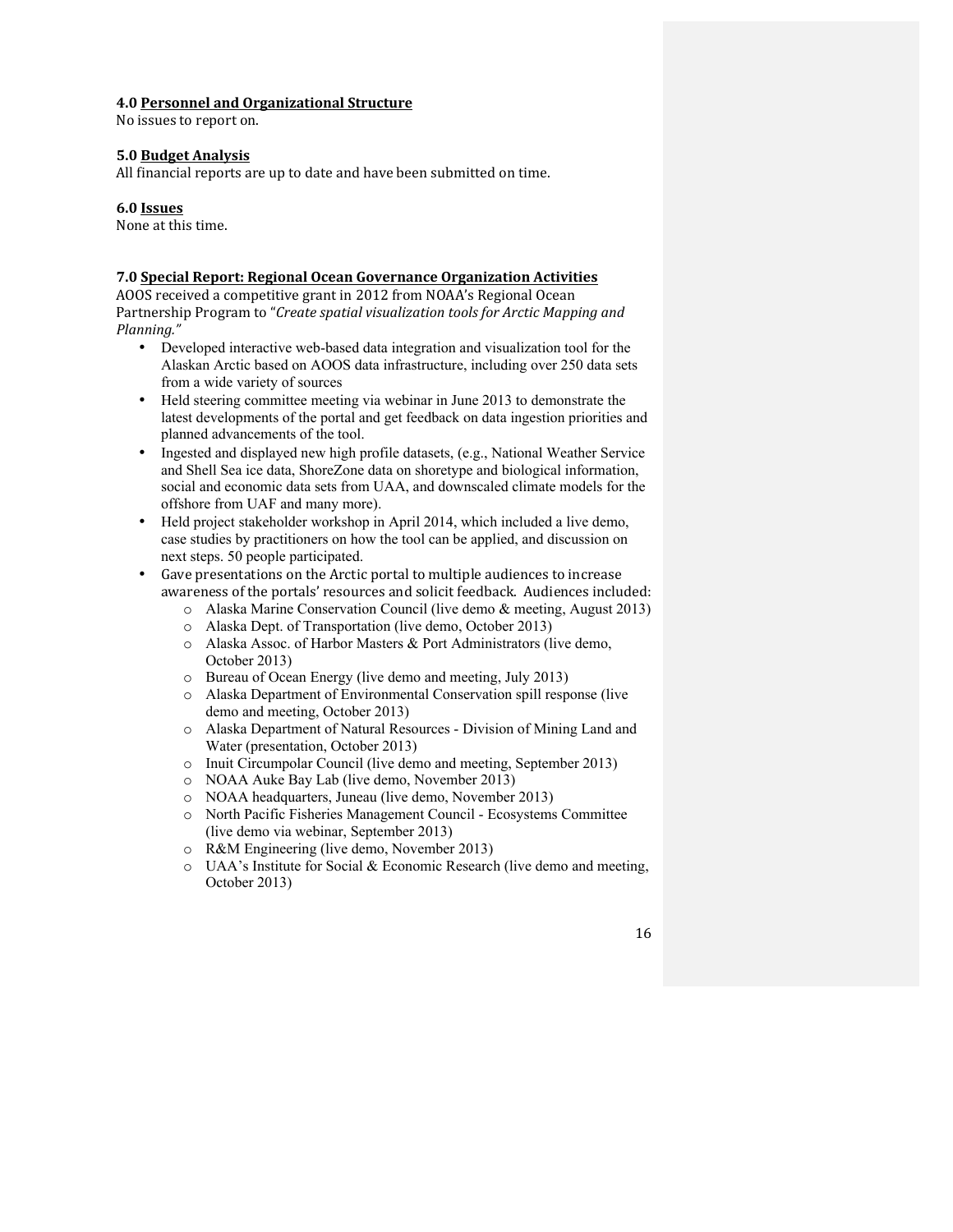### 4.0 Personnel and Organizational Structure

No issues to report on.

### 5.0 Budget Analysis

All financial reports are up to date and have been submitted on time.

### 6.0 Issues

None at this time.

### 7.0 Special Report: Regional Ocean Governance Organization Activities

AOOS received a competitive grant in 2012 from NOAA's Regional Ocean Partnership Program to "*Create spatial visualization tools for Arctic Mapping and Planning.*"

- Developed interactive web-based data integration and visualization tool for the Alaskan Arctic based on AOOS data infrastructure, including over 250 data sets from a wide variety of sources
- Held steering committee meeting via webinar in June 2013 to demonstrate the latest developments of the portal and get feedback on data ingestion priorities and planned advancements of the tool.
- Ingested and displayed new high profile datasets, (e.g., National Weather Service and Shell Sea ice data, ShoreZone data on shoretype and biological information, social and economic data sets from UAA, and downscaled climate models for the offshore from UAF and many more).
- Held project stakeholder workshop in April 2014, which included a live demo, case studies by practitioners on how the tool can be applied, and discussion on next steps. 50 people participated.
- Gave presentations on the Arctic portal to multiple audiences to increase awareness of the portals' resources and solicit feedback. Audiences included:
  - Alaska Marine Conservation Council (live demo & meeting, August 2013)
  - Alaska Dept. of Transportation (live demo, October 2013)
  - Alaska Assoc. of Harbor Masters & Port Administrators (live demo, October 2013)
  - Bureau of Ocean Energy (live demo and meeting, July 2013)
  - Alaska Department of Environmental Conservation spill response (live demo and meeting, October 2013)
  - Alaska Department of Natural Resources - Division of Mining Land and Water (presentation, October 2013)
  - Inuit Circumpolar Council (live demo and meeting, September 2013)
  - NOAA Auke Bay Lab (live demo, November 2013)
  - NOAA headquarters, Juneau (live demo, November 2013)
  - North Pacific Fisheries Management Council - Ecosystems Committee (live demo via webinar, September 2013)
  - R&M Engineering (live demo, November 2013)
  - UAA's Institute for Social & Economic Research (live demo and meeting, October 2013)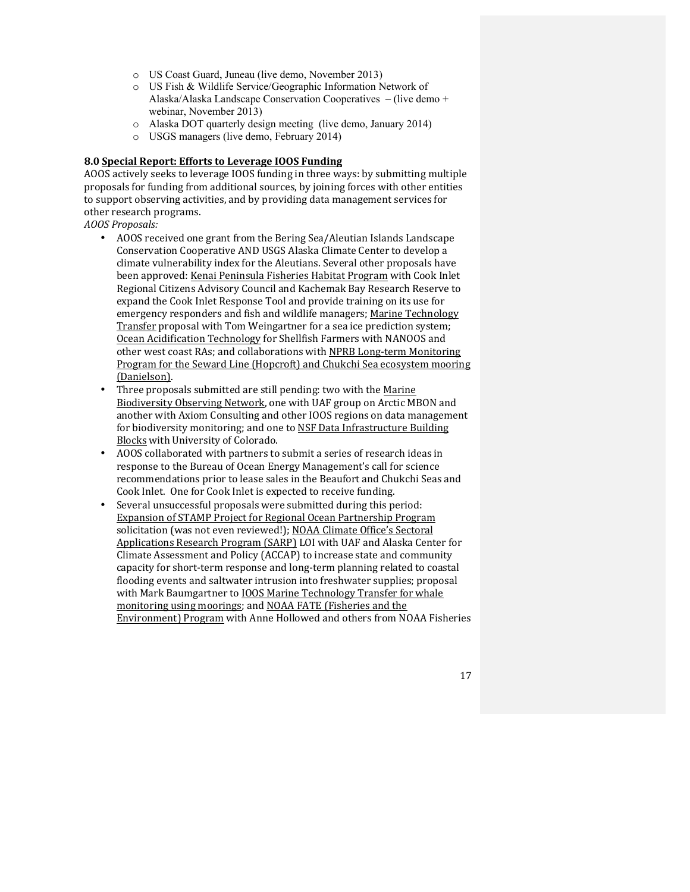- US Coast Guard, Juneau (live demo, November 2013)
- US Fish & Wildlife Service/Geographic Information Network of Alaska/Alaska Landscape Conservation Cooperatives – (live demo + webinar, November 2013)
- Alaska DOT quarterly design meeting (live demo, January 2014)
- USGS managers (live demo, February 2014)

**8.0 Special Report: Efforts to Leverage IOOS Funding**

AOOS actively seeks to leverage IOOS funding in three ways: by submitting multiple proposals for funding from additional sources, by joining forces with other entities to support observing activities, and by providing data management services for other research programs.

*AOOS Proposals:*

- AOOS received one grant from the Bering Sea/Aleutian Islands Landscape Conservation Cooperative AND USGS Alaska Climate Center to develop a climate vulnerability index for the Aleutians. Several other proposals have been approved: Kenai Peninsula Fisheries Habitat Program with Cook Inlet Regional Citizens Advisory Council and Kachemak Bay Research Reserve to expand the Cook Inlet Response Tool and provide training on its use for emergency responders and fish and wildlife managers; Marine Technology Transfer proposal with Tom Weingartner for a sea ice prediction system; Ocean Acidification Technology for Shellfish Farmers with NANOOS and other west coast RAs; and collaborations with NPRB Long-term Monitoring Program for the Seward Line (Hopcroft) and Chukchi Sea ecosystem mooring (Danielson).
- Three proposals submitted are still pending: two with the Marine Biodiversity Observing Network, one with UAF group on Arctic MBON and another with Axiom Consulting and other IOOS regions on data management for biodiversity monitoring; and one to NSF Data Infrastructure Building Blocks with University of Colorado.
- AOOS collaborated with partners to submit a series of research ideas in response to the Bureau of Ocean Energy Management's call for science recommendations prior to lease sales in the Beaufort and Chukchi Seas and Cook Inlet. One for Cook Inlet is expected to receive funding.
- Several unsuccessful proposals were submitted during this period: Expansion of STAMP Project for Regional Ocean Partnership Program solicitation (was not even reviewed!); NOAA Climate Office's Sectoral Applications Research Program (SARP) LOI with UAF and Alaska Center for Climate Assessment and Policy (ACCAP) to increase state and community capacity for short-term response and long-term planning related to coastal flooding events and saltwater intrusion into freshwater supplies; proposal with Mark Baumgartner to IOOS Marine Technology Transfer for whale monitoring using moorings; and NOAA FATE (Fisheries and the Environment) Program with Anne Hollowed and others from NOAA Fisheries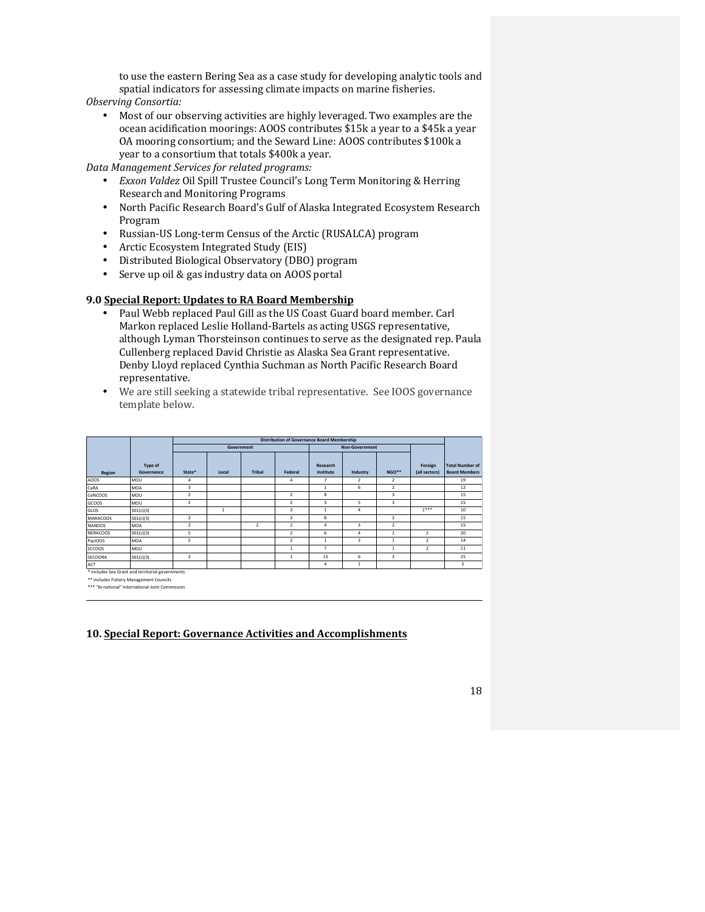to use the eastern Bering Sea as a case study for developing analytic tools and spatial indicators for assessing climate impacts on marine fisheries.

*Observing Consortia:*

- Most of our observing activities are highly leveraged. Two examples are the ocean acidification moorings: AOOS contributes $15k a year to a $45k a year OA mooring consortium; and the Seward Line: AOOS contributes $100k a year to a consortium that totals $400k a year.

*Data Management Services for related programs:*

- *Exxon Valdez* Oil Spill Trustee Council's Long Term Monitoring & Herring Research and Monitoring Programs
- North Pacific Research Board's Gulf of Alaska Integrated Ecosystem Research Program
- Russian-US Long-term Census of the Arctic (RUSALCA) program
- Arctic Ecosystem Integrated Study (EIS)
- Distributed Biological Observatory (DBO) program
- Serve up oil & gas industry data on AOOS portal

### 9.0 Special Report: Updates to RA Board Membership

- Paul Webb replaced Paul Gill as the US Coast Guard board member. Carl Markon replaced Leslie Holland-Bartels as acting USGS representative, although Lyman Thorsteinson continues to serve as the designated rep. Paula Cullenberg replaced David Christie as Alaska Sea Grant representative. Denby Lloyd replaced Cynthia Suchman as North Pacific Research Board representative.
- We are still seeking a statewide tribal representative. See IOOS governance template below.

| | | Distribution of Governance Board Membership | | | | | | | | |
|---|---|---|---|---|---|---|---|---|---|---|
| | | Government | | | | Non-Government | | | | |
| Region | Type of Governance | State* | Local | Tribal | Federal | Research Institute | Industry | NGO** | Foreign (all sectors) | Total Number of Board Members |
| AOOS | MOU | 4 | | | 4 | 7 | 2 | 2 | | 19 |
| CaRA | MOA | 3 | | | | 1 | 6 | 2 | | 12 |
| CeNCOOS | MOU | 2 | | | 2 | 8 | | 3 | | 15 |
| GCOOS | MOU | 2 | | | 2 | 3 | 5 | 3 | | 15 |
| GLOS | 501(c)(3) | | 1 | | 3 | 1 | 4 | | 1*** | 10 |
| MARACOOS | 501(c)(3) | 2 | | | 3 | 8 | | 2 | | 15 |
| NANOOS | MOA | 2 | | 2 | 2 | 4 | 3 | 2 | | 15 |
| NERACOOS | 501(c)(3) | 5 | | | 2 | 6 | 4 | 1 | 2 | 20 |
| PacIOOS | MOA | 5 | | | 2 | 1 | 3 | 1 | 2 | 14 |
| SCCOOS | MOU | | | | 1 | 7 | | 1 | 2 | 11 |
| SECOORA | 501(c)(3) | 2 | | | 1 | 13 | 6 | 3 | | 25 |
| ACT | | | | | | 4 | 1 | | | 5 |

\* includes Sea Grant and territorial governments

** includes Fishery Management Councils

*** "bi-national" International Joint Commission

### 10. Special Report: Governance Activities and Accomplishments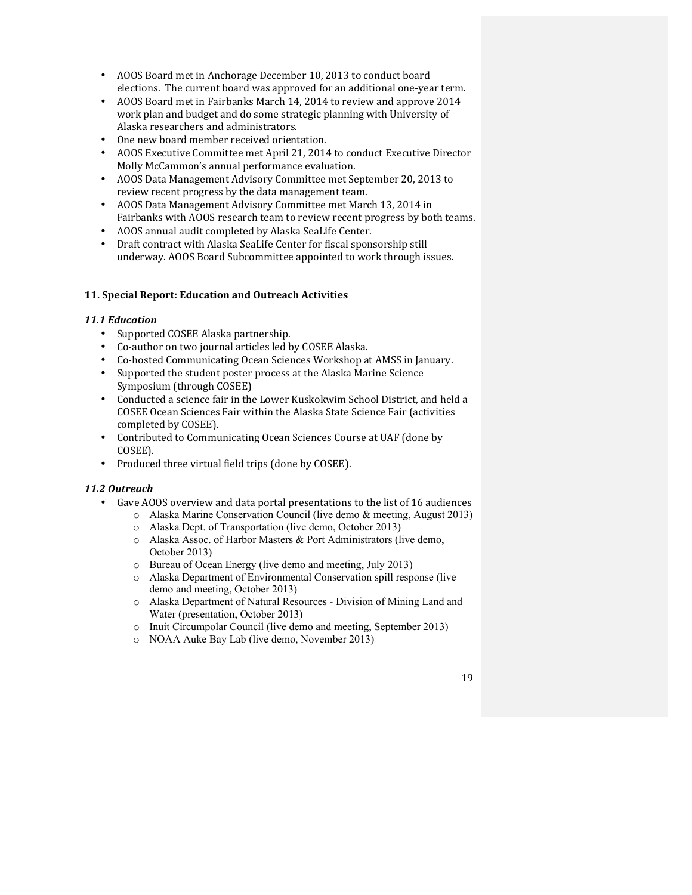- AOOS Board met in Anchorage December 10, 2013 to conduct board elections. The current board was approved for an additional one-year term.
- AOOS Board met in Fairbanks March 14, 2014 to review and approve 2014 work plan and budget and do some strategic planning with University of Alaska researchers and administrators.
- One new board member received orientation.
- AOOS Executive Committee met April 21, 2014 to conduct Executive Director Molly McCammon's annual performance evaluation.
- AOOS Data Management Advisory Committee met September 20, 2013 to review recent progress by the data management team.
- AOOS Data Management Advisory Committee met March 13, 2014 in Fairbanks with AOOS research team to review recent progress by both teams.
- AOOS annual audit completed by Alaska SeaLife Center.
- Draft contract with Alaska SeaLife Center for fiscal sponsorship still underway. AOOS Board Subcommittee appointed to work through issues.

## 11. Special Report: Education and Outreach Activities

### *11.1 Education*

- Supported COSEE Alaska partnership.
- Co-author on two journal articles led by COSEE Alaska.
- Co-hosted Communicating Ocean Sciences Workshop at AMSS in January.
- Supported the student poster process at the Alaska Marine Science Symposium (through COSEE)
- Conducted a science fair in the Lower Kuskokwim School District, and held a COSEE Ocean Sciences Fair within the Alaska State Science Fair (activities completed by COSEE).
- Contributed to Communicating Ocean Sciences Course at UAF (done by COSEE).
- Produced three virtual field trips (done by COSEE).

### *11.2 Outreach*

- Gave AOOS overview and data portal presentations to the list of 16 audiences
  - Alaska Marine Conservation Council (live demo & meeting, August 2013)
  - Alaska Dept. of Transportation (live demo, October 2013)
  - Alaska Assoc. of Harbor Masters & Port Administrators (live demo, October 2013)
  - Bureau of Ocean Energy (live demo and meeting, July 2013)
  - Alaska Department of Environmental Conservation spill response (live demo and meeting, October 2013)
  - Alaska Department of Natural Resources - Division of Mining Land and Water (presentation, October 2013)
  - Inuit Circumpolar Council (live demo and meeting, September 2013)
  - NOAA Auke Bay Lab (live demo, November 2013)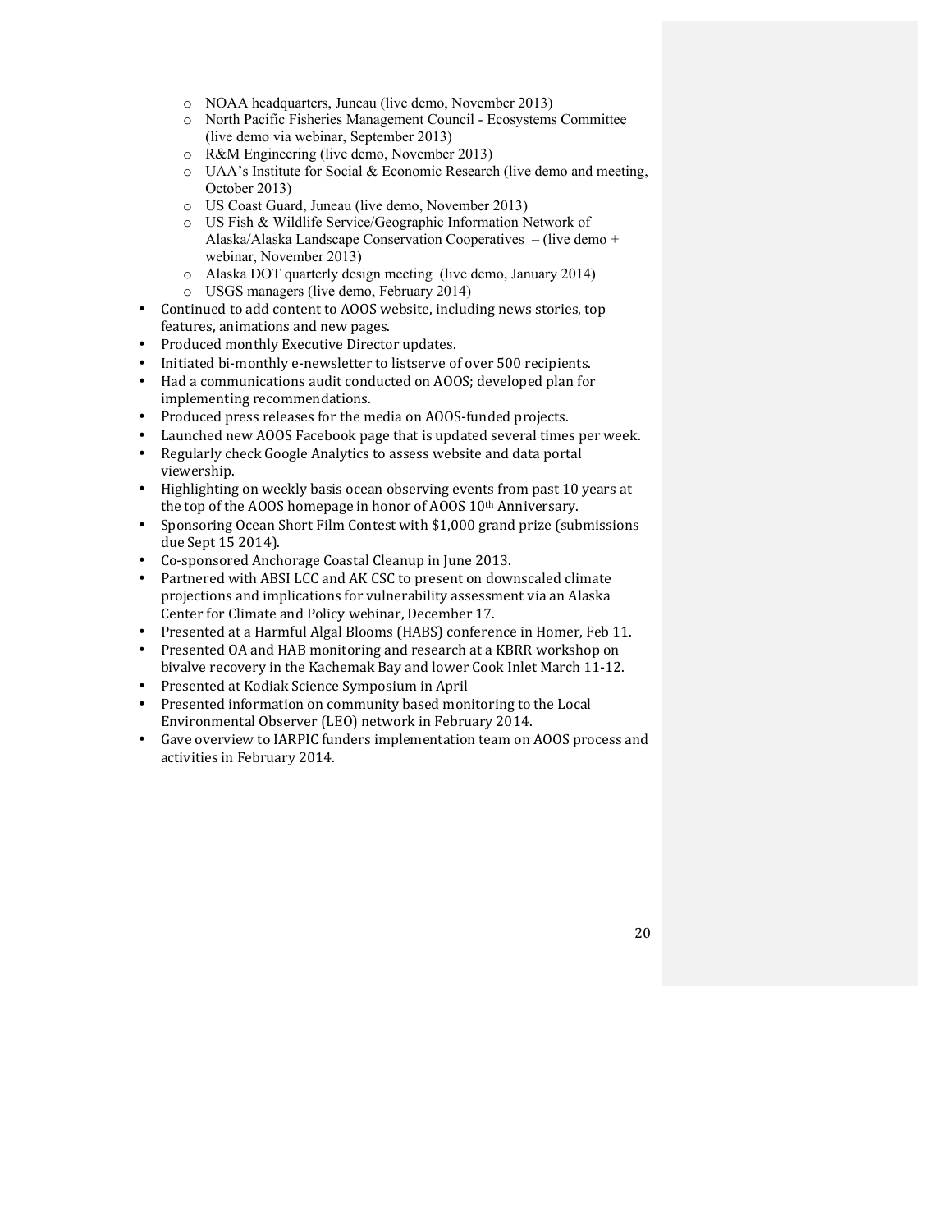- NOAA headquarters, Juneau (live demo, November 2013)
  - North Pacific Fisheries Management Council - Ecosystems Committee (live demo via webinar, September 2013)
  - R&M Engineering (live demo, November 2013)
  - UAA's Institute for Social & Economic Research (live demo and meeting, October 2013)
  - US Coast Guard, Juneau (live demo, November 2013)
  - US Fish & Wildlife Service/Geographic Information Network of Alaska/Alaska Landscape Conservation Cooperatives – (live demo + webinar, November 2013)
  - Alaska DOT quarterly design meeting (live demo, January 2014)
  - USGS managers (live demo, February 2014)
- Continued to add content to AOOS website, including news stories, top features, animations and new pages.
- Produced monthly Executive Director updates.
- Initiated bi-monthly e-newsletter to listserve of over 500 recipients.
- Had a communications audit conducted on AOOS; developed plan for implementing recommendations.
- Produced press releases for the media on AOOS-funded projects.
- Launched new AOOS Facebook page that is updated several times per week.
- Regularly check Google Analytics to assess website and data portal viewership.
- Highlighting on weekly basis ocean observing events from past 10 years at the top of the AOOS homepage in honor of AOOS 10th Anniversary.
- Sponsoring Ocean Short Film Contest with $1,000 grand prize (submissions due Sept 15 2014).
- Co-sponsored Anchorage Coastal Cleanup in June 2013.
- Partnered with ABSI LCC and AK CSC to present on downscaled climate projections and implications for vulnerability assessment via an Alaska Center for Climate and Policy webinar, December 17.
- Presented at a Harmful Algal Blooms (HABS) conference in Homer, Feb 11.
- Presented OA and HAB monitoring and research at a KBRR workshop on bivalve recovery in the Kachemak Bay and lower Cook Inlet March 11-12.
- Presented at Kodiak Science Symposium in April
- Presented information on community based monitoring to the Local Environmental Observer (LEO) network in February 2014.
- Gave overview to IARPIC funders implementation team on AOOS process and activities in February 2014.